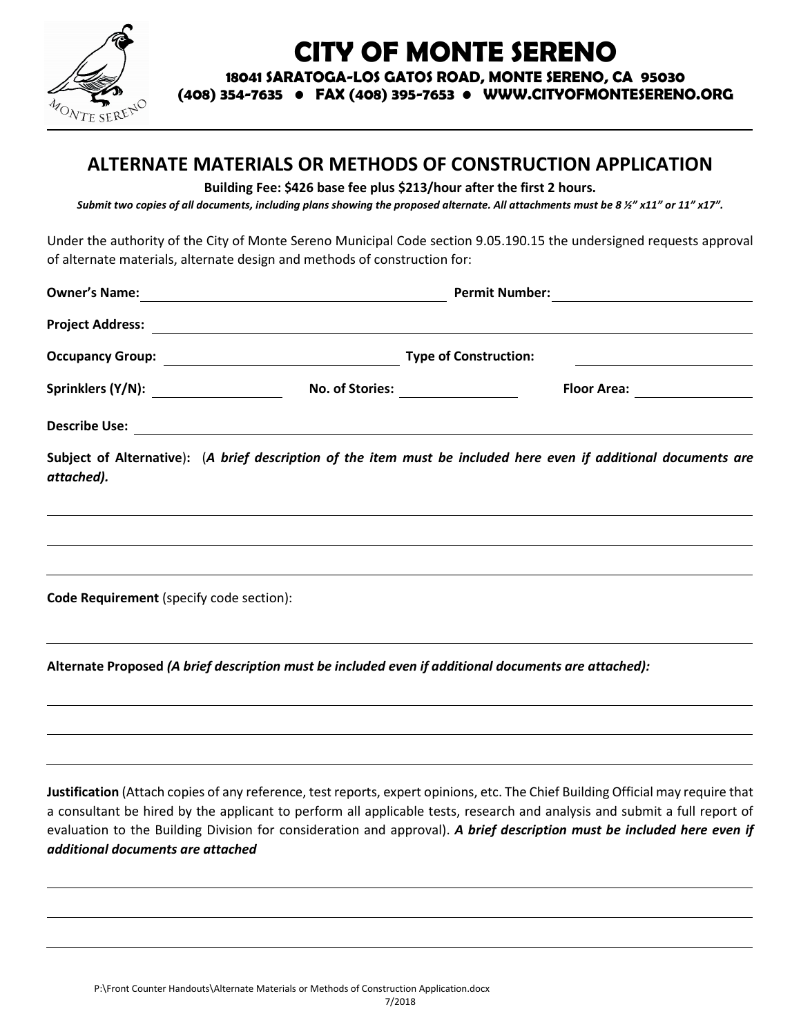# CITY OF MONTE SERENO

**18041 SARATOGA-LOS GATOS ROAD, MONTE SERENO, CA 95030**
**(408) 354-7635 ● FAX (408) 395-7653 ● WWW.CITYOFMONTESERENO.ORG**

## ALTERNATE MATERIALS OR METHODS OF CONSTRUCTION APPLICATION

**Building Fee: $426 base fee plus $213/hour after the first 2 hours.**

***Submit two copies of all documents, including plans showing the proposed alternate. All attachments must be 8 ½" x11" or 11" x17".***

Under the authority of the City of Monte Sereno Municipal Code section 9.05.190.15 the undersigned requests approval of alternate materials, alternate design and methods of construction for:

**Owner's Name:** ______________________________ **Permit Number:** ____________________

**Project Address:** ______________________________________________________________

**Occupancy Group:** ______________________ **Type of Construction:** ____________________

**Sprinklers (Y/N):** ____________ **No. of Stories:** ____________ **Floor Area:** ____________

**Describe Use:** ________________________________________________________________

**Subject of Alternative**): (***A brief description of the item must be included here even if additional documents are attached).***

______________________________________________________________________________

______________________________________________________________________________

______________________________________________________________________________

**Code Requirement** (specify code section):

______________________________________________________________________________

**Alternate Proposed** ***(A brief description must be included even if additional documents are attached):***

______________________________________________________________________________

______________________________________________________________________________

______________________________________________________________________________

**Justification** (Attach copies of any reference, test reports, expert opinions, etc. The Chief Building Official may require that a consultant be hired by the applicant to perform all applicable tests, research and analysis and submit a full report of evaluation to the Building Division for consideration and approval). ***A brief description must be included here even if additional documents are attached***

______________________________________________________________________________

______________________________________________________________________________

______________________________________________________________________________

P:\Front Counter Handouts\Alternate Materials or Methods of Construction Application.docx
7/2018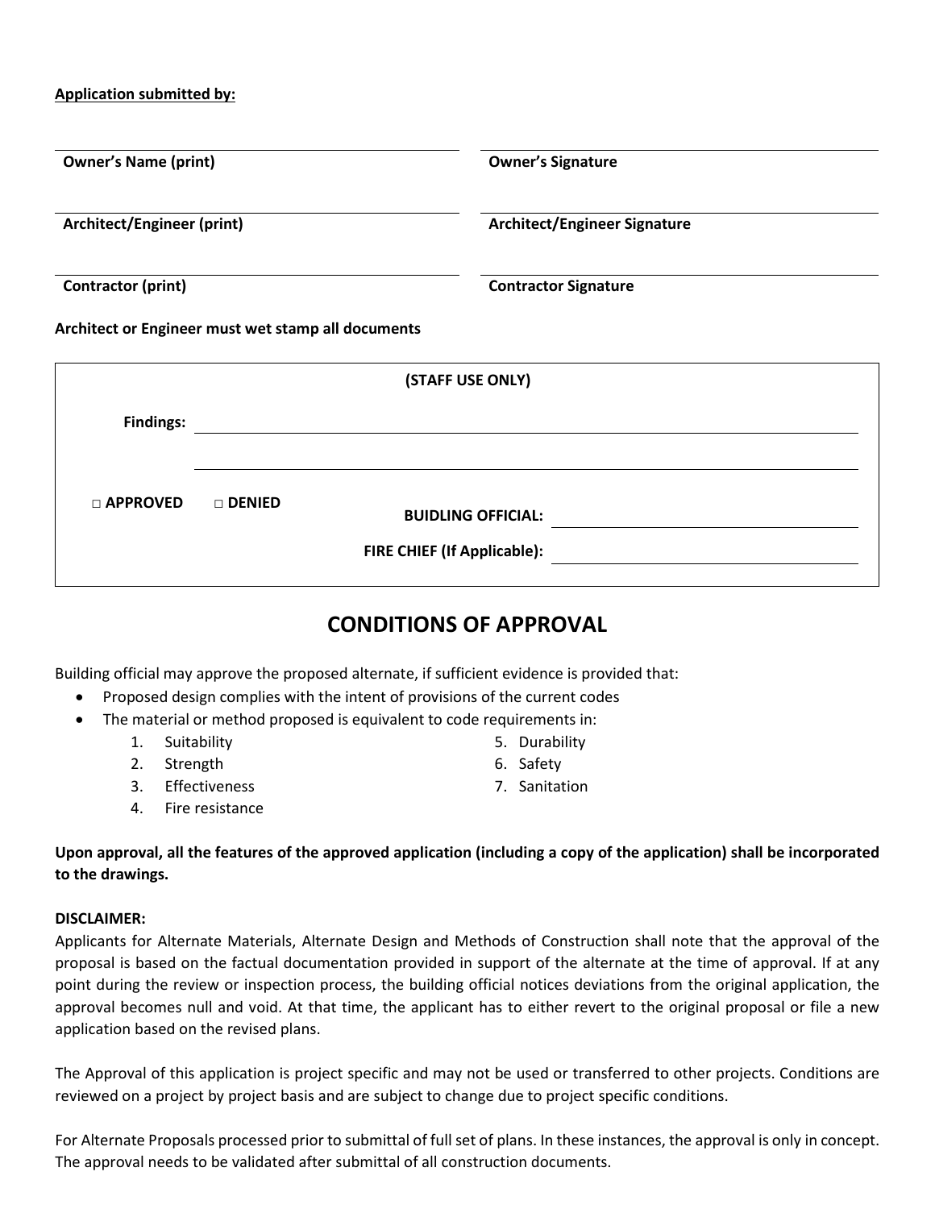**Application submitted by:**

| | |
|---|---|
| **Owner's Name (print)** | **Owner's Signature** |
| **Architect/Engineer (print)** | **Architect/Engineer Signature** |
| **Contractor (print)** | **Contractor Signature** |

**Architect or Engineer must wet stamp all documents**

**(STAFF USE ONLY)**

**Findings:** ______________________________________________

______________________________________________

□ **APPROVED** □ **DENIED**

**BUIDLING OFFICIAL:** ____________________

**FIRE CHIEF (If Applicable):** ____________________

## CONDITIONS OF APPROVAL

Building official may approve the proposed alternate, if sufficient evidence is provided that:

- Proposed design complies with the intent of provisions of the current codes
- The material or method proposed is equivalent to code requirements in:
  1. Suitability
  2. Strength
  3. Effectiveness
  4. Fire resistance
  5. Durability
  6. Safety
  7. Sanitation

**Upon approval, all the features of the approved application (including a copy of the application) shall be incorporated to the drawings.**

**DISCLAIMER:**

Applicants for Alternate Materials, Alternate Design and Methods of Construction shall note that the approval of the proposal is based on the factual documentation provided in support of the alternate at the time of approval. If at any point during the review or inspection process, the building official notices deviations from the original application, the approval becomes null and void. At that time, the applicant has to either revert to the original proposal or file a new application based on the revised plans.

The Approval of this application is project specific and may not be used or transferred to other projects. Conditions are reviewed on a project by project basis and are subject to change due to project specific conditions.

For Alternate Proposals processed prior to submittal of full set of plans. In these instances, the approval is only in concept. The approval needs to be validated after submittal of all construction documents.